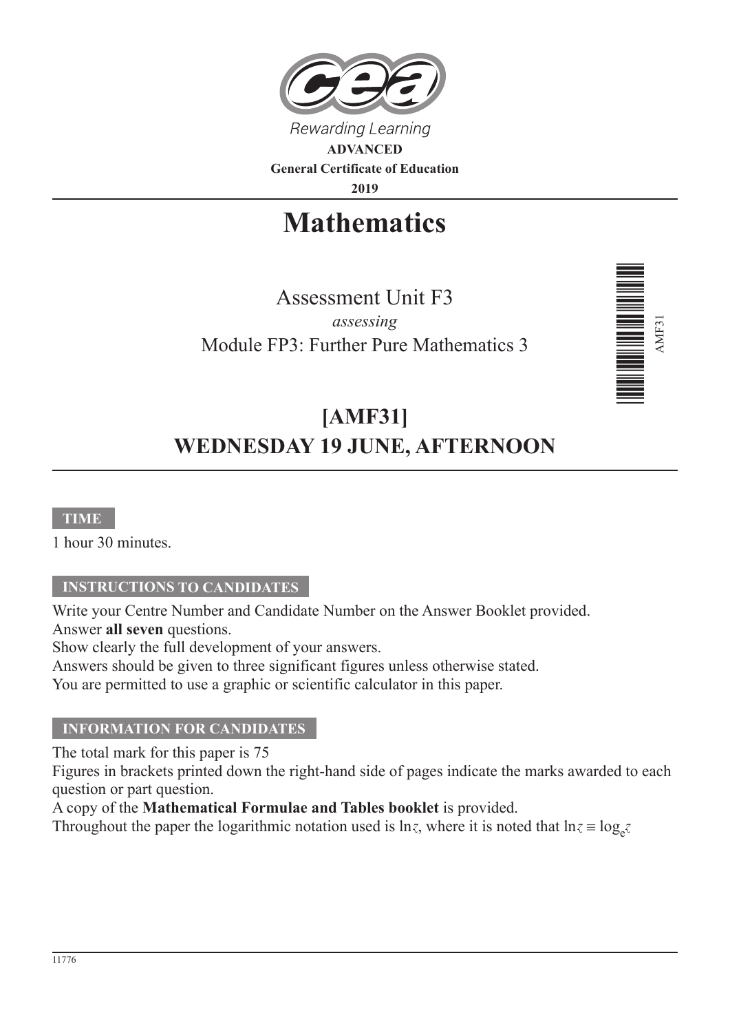Rewarding Learning

**ADVANCED**

**General Certificate of Education**

**2019**

# Mathematics

Assessment Unit F3

*assessing*

Module FP3: Further Pure Mathematics 3

AMF31

## [AMF31]

## WEDNESDAY 19 JUNE, AFTERNOON

**TIME**

1 hour 30 minutes.

**INSTRUCTIONS TO CANDIDATES**

Write your Centre Number and Candidate Number on the Answer Booklet provided.
Answer **all seven** questions.
Show clearly the full development of your answers.
Answers should be given to three significant figures unless otherwise stated.
You are permitted to use a graphic or scientific calculator in this paper.

**INFORMATION FOR CANDIDATES**

The total mark for this paper is 75
Figures in brackets printed down the right-hand side of pages indicate the marks awarded to each question or part question.
A copy of the **Mathematical Formulae and Tables booklet** is provided.
Throughout the paper the logarithmic notation used is $\ln z$, where it is noted that $\ln z \equiv \log_e z$

11776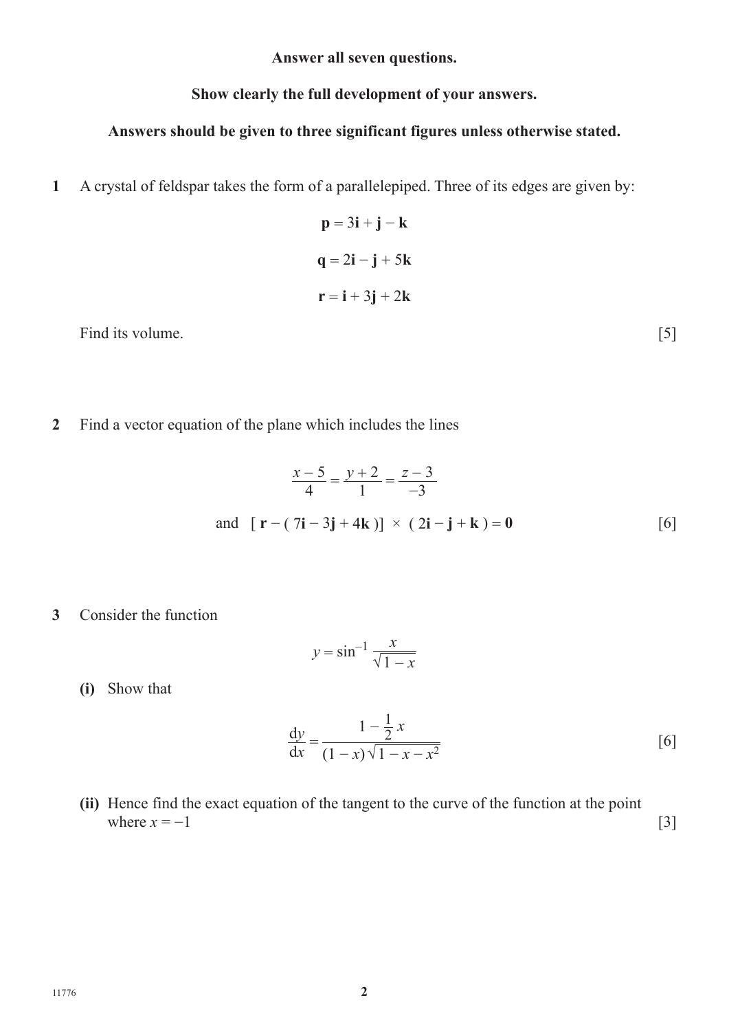**Answer all seven questions.**

**Show clearly the full development of your answers.**

**Answers should be given to three significant figures unless otherwise stated.**

**1** A crystal of feldspar takes the form of a parallelepiped. Three of its edges are given by:

$$\mathbf{p} = 3\mathbf{i} + \mathbf{j} - \mathbf{k}$$

$$\mathbf{q} = 2\mathbf{i} - \mathbf{j} + 5\mathbf{k}$$

$$\mathbf{r} = \mathbf{i} + 3\mathbf{j} + 2\mathbf{k}$$

Find its volume. [5]

**2** Find a vector equation of the plane which includes the lines

$$\frac{x-5}{4} = \frac{y+2}{1} = \frac{z-3}{-3}$$

and $[\,\mathbf{r} - (\,7\mathbf{i} - 3\mathbf{j} + 4\mathbf{k}\,)] \times (\,2\mathbf{i} - \mathbf{j} + \mathbf{k}\,) = \mathbf{0}$ [6]

**3** Consider the function

$$y = \sin^{-1} \frac{x}{\sqrt{1-x}}$$

**(i)** Show that

$$\frac{\mathrm{d}y}{\mathrm{d}x} = \frac{1 - \frac{1}{2}x}{(1-x)\sqrt{1-x-x^2}}$$ [6]

**(ii)** Hence find the exact equation of the tangent to the curve of the function at the point where $x = -1$ [3]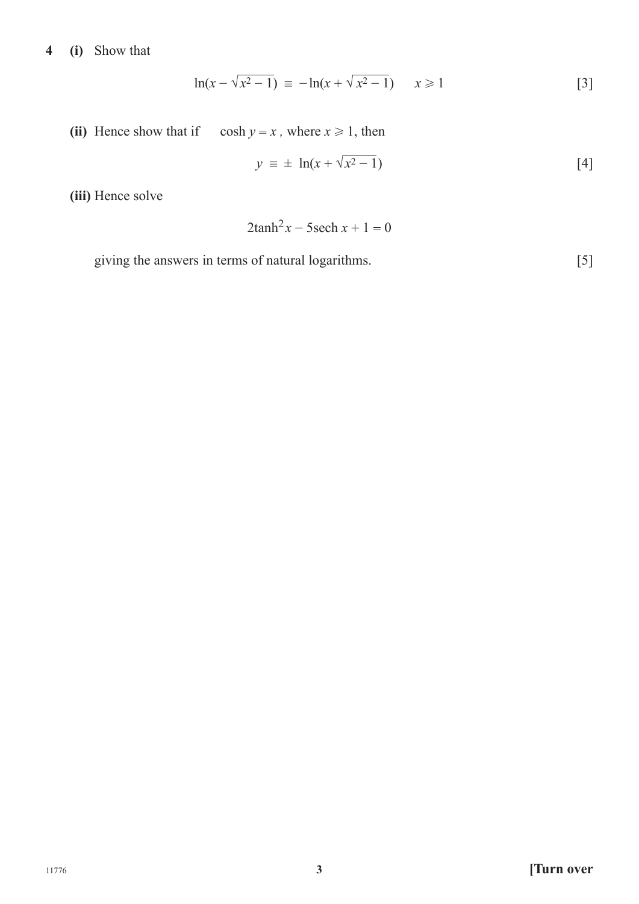**4** **(i)** Show that

$$\ln(x - \sqrt{x^2 - 1}) \equiv -\ln(x + \sqrt{x^2 - 1}) \qquad x \geqslant 1 \qquad [3]$$

**(ii)** Hence show that if $\cosh y = x$, where $x \geqslant 1$, then

$$y \equiv \pm \ln(x + \sqrt{x^2 - 1}) \qquad [4]$$

**(iii)** Hence solve

$$2\tanh^2 x - 5\operatorname{sech} x + 1 = 0$$

giving the answers in terms of natural logarithms. [5]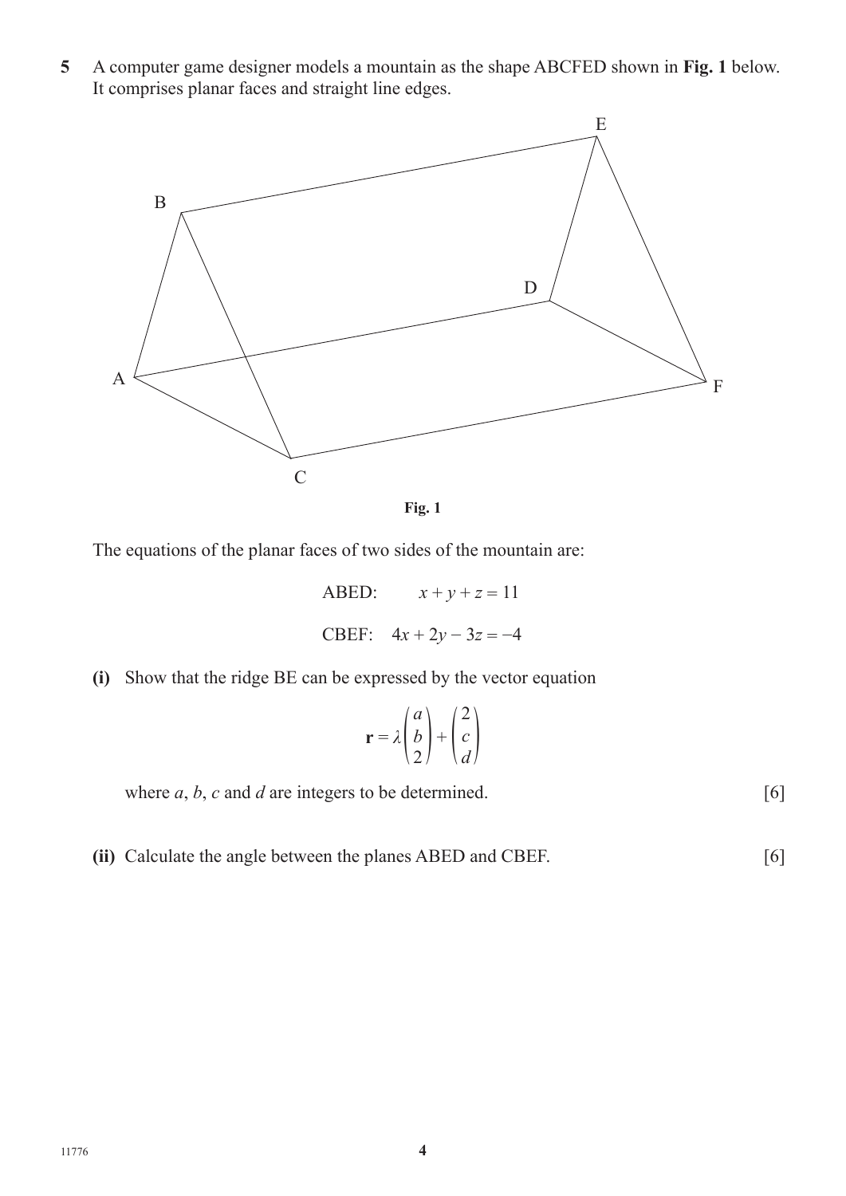**5** A computer game designer models a mountain as the shape ABCFED shown in **Fig. 1** below. It comprises planar faces and straight line edges.

**Fig. 1**

The equations of the planar faces of two sides of the mountain are:

$$\text{ABED:} \quad x + y + z = 11$$

$$\text{CBEF:} \quad 4x + 2y - 3z = -4$$

**(i)** Show that the ridge BE can be expressed by the vector equation

$$\mathbf{r} = \lambda \begin{pmatrix} a \\ b \\ 2 \end{pmatrix} + \begin{pmatrix} 2 \\ c \\ d \end{pmatrix}$$

where $a$, $b$, $c$ and $d$ are integers to be determined. [6]

**(ii)** Calculate the angle between the planes ABED and CBEF. [6]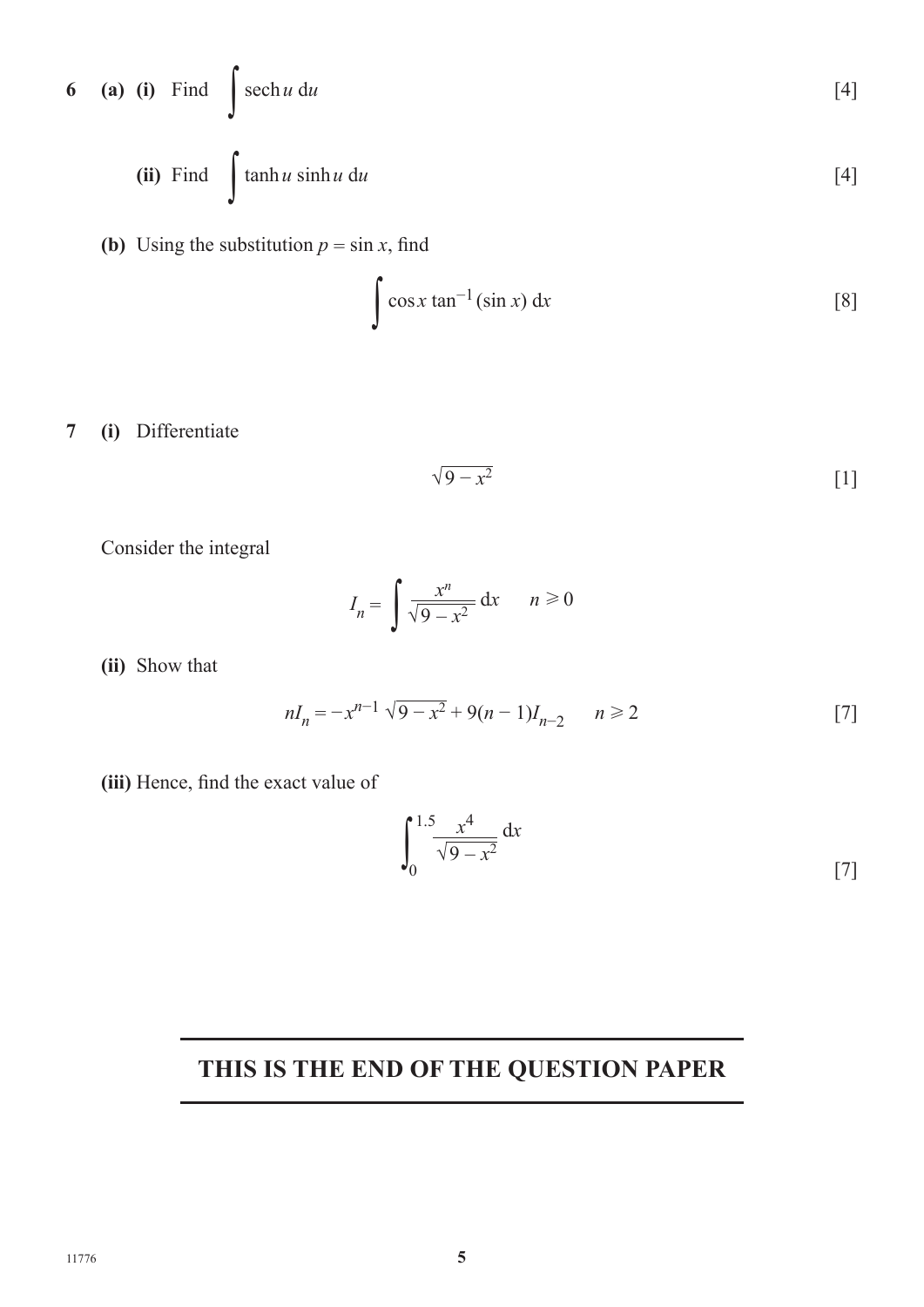**6** **(a)** **(i)** Find $\int \operatorname{sech} u \, \mathrm{d}u$ [4]

**(ii)** Find $\int \tanh u \sinh u \, \mathrm{d}u$ [4]

**(b)** Using the substitution $p = \sin x$, find

$$\int \cos x \tan^{-1}(\sin x) \, \mathrm{d}x$$ [8]

**7** **(i)** Differentiate

$$\sqrt{9 - x^2}$$ [1]

Consider the integral

$$I_n = \int \frac{x^n}{\sqrt{9 - x^2}} \, \mathrm{d}x \qquad n \geqslant 0$$

**(ii)** Show that

$$nI_n = -x^{n-1}\sqrt{9 - x^2} + 9(n-1)I_{n-2} \qquad n \geqslant 2$$ [7]

**(iii)** Hence, find the exact value of

$$\int_0^{1.5} \frac{x^4}{\sqrt{9 - x^2}} \, \mathrm{d}x$$ [7]

## THIS IS THE END OF THE QUESTION PAPER